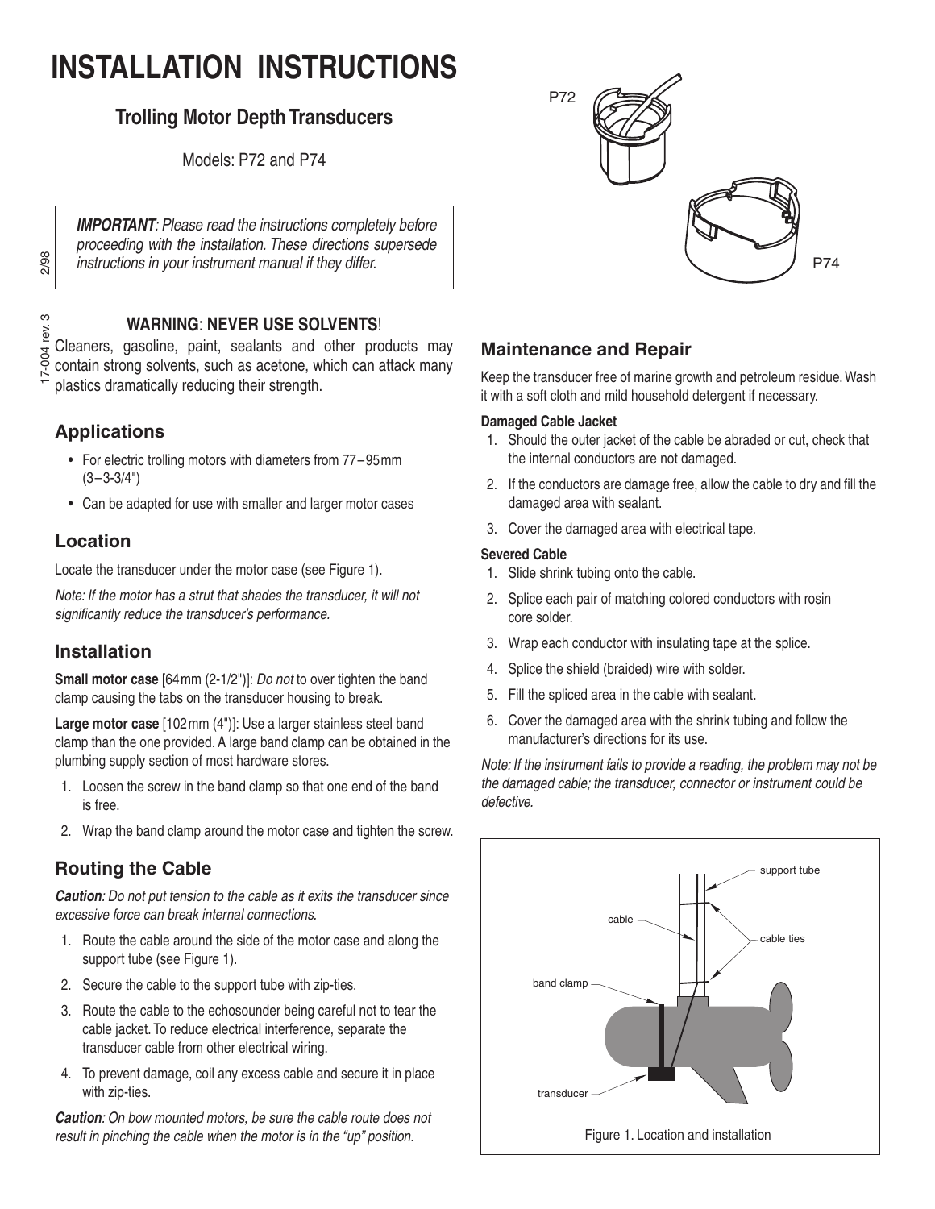# INSTALLATION INSTRUCTIONS

## Trolling Motor Depth Transducers

Models: P72 and P74

> ***IMPORTANT**: Please read the instructions completely before proceeding with the installation. These directions supersede instructions in your instrument manual if they differ.*

P72

P74

### WARNING: NEVER USE SOLVENTS!

Cleaners, gasoline, paint, sealants and other products may contain strong solvents, such as acetone, which can attack many plastics dramatically reducing their strength.

## Applications

- For electric trolling motors with diameters from 77–95mm (3–3-3/4")
- Can be adapted for use with smaller and larger motor cases

## Location

Locate the transducer under the motor case (see Figure 1).

*Note: If the motor has a strut that shades the transducer, it will not significantly reduce the transducer's performance.*

## Installation

**Small motor case** [64mm (2-1/2")]: *Do not* to over tighten the band clamp causing the tabs on the transducer housing to break.

**Large motor case** [102mm (4")]: Use a larger stainless steel band clamp than the one provided. A large band clamp can be obtained in the plumbing supply section of most hardware stores.

1. Loosen the screw in the band clamp so that one end of the band is free.
2. Wrap the band clamp around the motor case and tighten the screw.

## Routing the Cable

***Caution**: Do not put tension to the cable as it exits the transducer since excessive force can break internal connections.*

1. Route the cable around the side of the motor case and along the support tube (see Figure 1).
2. Secure the cable to the support tube with zip-ties.
3. Route the cable to the echosounder being careful not to tear the cable jacket. To reduce electrical interference, separate the transducer cable from other electrical wiring.
4. To prevent damage, coil any excess cable and secure it in place with zip-ties.

***Caution**: On bow mounted motors, be sure the cable route does not result in pinching the cable when the motor is in the "up" position.*

## Maintenance and Repair

Keep the transducer free of marine growth and petroleum residue. Wash it with a soft cloth and mild household detergent if necessary.

#### Damaged Cable Jacket

1. Should the outer jacket of the cable be abraded or cut, check that the internal conductors are not damaged.
2. If the conductors are damage free, allow the cable to dry and fill the damaged area with sealant.
3. Cover the damaged area with electrical tape.

#### Severed Cable

1. Slide shrink tubing onto the cable.
2. Splice each pair of matching colored conductors with rosin core solder.
3. Wrap each conductor with insulating tape at the splice.
4. Splice the shield (braided) wire with solder.
5. Fill the spliced area in the cable with sealant.
6. Cover the damaged area with the shrink tubing and follow the manufacturer's directions for its use.

*Note: If the instrument fails to provide a reading, the problem may not be the damaged cable; the transducer, connector or instrument could be defective.*

support tube

cable

cable ties

band clamp

transducer

Figure 1. Location and installation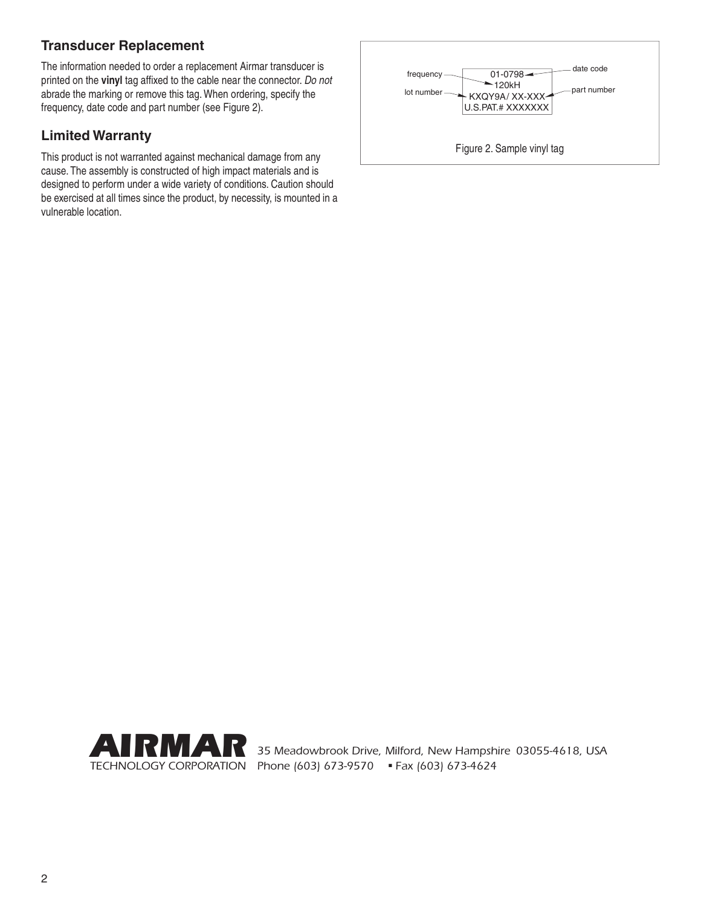## Transducer Replacement

The information needed to order a replacement Airmar transducer is printed on the **vinyl** tag affixed to the cable near the connector. *Do not* abrade the marking or remove this tag. When ordering, specify the frequency, date code and part number (see Figure 2).

## Limited Warranty

This product is not warranted against mechanical damage from any cause. The assembly is constructed of high impact materials and is designed to perform under a wide variety of conditions. Caution should be exercised at all times since the product, by necessity, is mounted in a vulnerable location.

frequency
lot number
01-0798
120kH
KXQY9A/ XX-XXX
U.S.PAT.# XXXXXXX
date code
part number

Figure 2. Sample vinyl tag

**AIRMAR** TECHNOLOGY CORPORATION *35 Meadowbrook Drive, Milford, New Hampshire 03055-4618, USA*
*Phone (603) 673-9570 ▪ Fax (603) 673-4624*